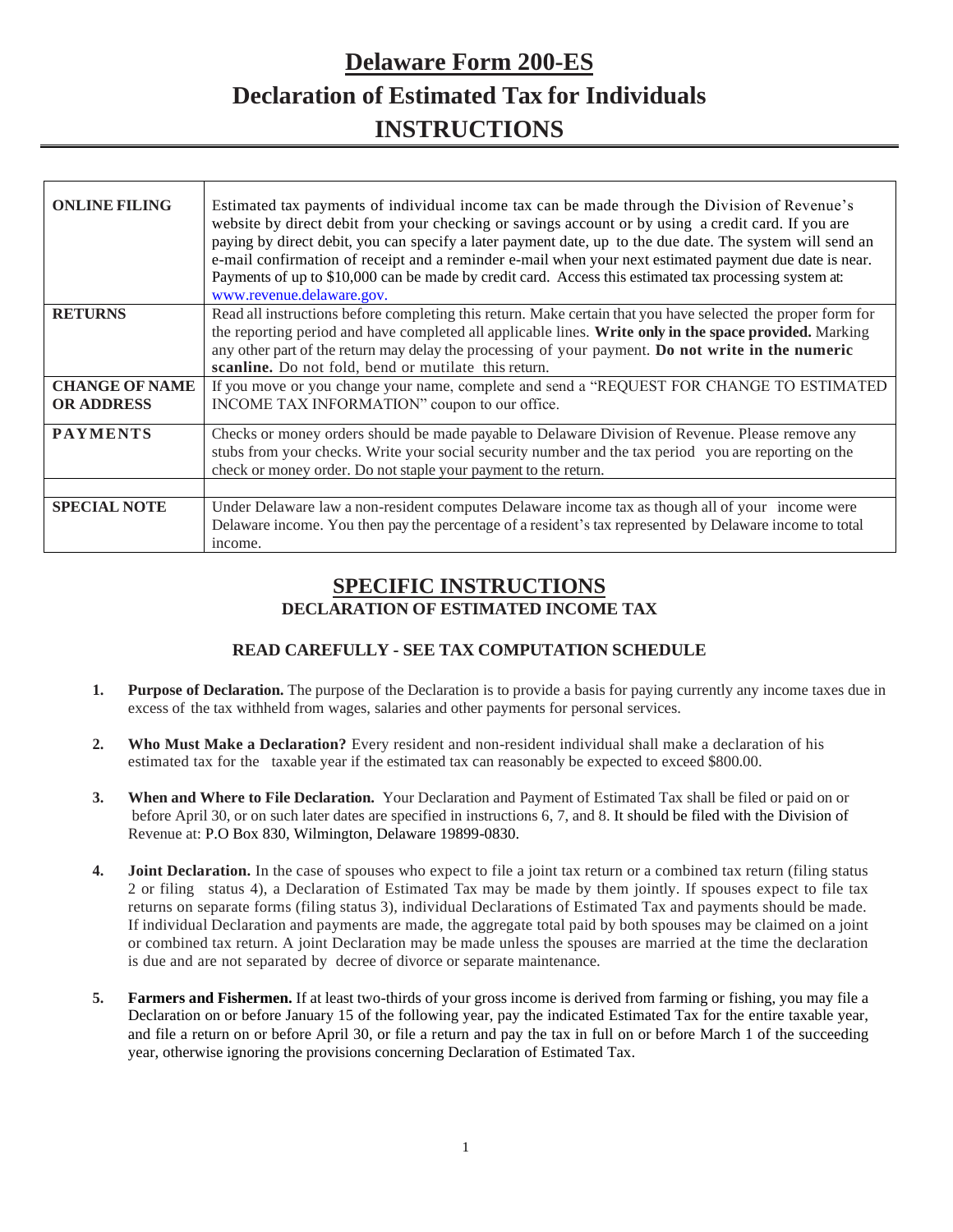# Delaware Form 200-ES
# Declaration of Estimated Tax for Individuals
# INSTRUCTIONS

| | |
|---|---|
| **ONLINE FILING** | Estimated tax payments of individual income tax can be made through the Division of Revenue's website by direct debit from your checking or savings account or by using a credit card. If you are paying by direct debit, you can specify a later payment date, up to the due date. The system will send an e-mail confirmation of receipt and a reminder e-mail when your next estimated payment due date is near. Payments of up to $10,000 can be made by credit card. Access this estimated tax processing system at: www.revenue.delaware.gov. |
| **RETURNS** | Read all instructions before completing this return. Make certain that you have selected the proper form for the reporting period and have completed all applicable lines. **Write only in the space provided.** Marking any other part of the return may delay the processing of your payment. **Do not write in the numeric scanline.** Do not fold, bend or mutilate this return. |
| **CHANGE OF NAME OR ADDRESS** | If you move or you change your name, complete and send a "REQUEST FOR CHANGE TO ESTIMATED INCOME TAX INFORMATION" coupon to our office. |
| **PAYMENTS** | Checks or money orders should be made payable to Delaware Division of Revenue. Please remove any stubs from your checks. Write your social security number and the tax period you are reporting on the check or money order. Do not staple your payment to the return. |
| | |
| **SPECIAL NOTE** | Under Delaware law a non-resident computes Delaware income tax as though all of your income were Delaware income. You then pay the percentage of a resident's tax represented by Delaware income to total income. |

## SPECIFIC INSTRUCTIONS
### DECLARATION OF ESTIMATED INCOME TAX

### READ CAREFULLY - SEE TAX COMPUTATION SCHEDULE

1. **Purpose of Declaration.** The purpose of the Declaration is to provide a basis for paying currently any income taxes due in excess of the tax withheld from wages, salaries and other payments for personal services.

2. **Who Must Make a Declaration?** Every resident and non-resident individual shall make a declaration of his estimated tax for the taxable year if the estimated tax can reasonably be expected to exceed $800.00.

3. **When and Where to File Declaration.** Your Declaration and Payment of Estimated Tax shall be filed or paid on or before April 30, or on such later dates are specified in instructions 6, 7, and 8. It should be filed with the Division of Revenue at: P.O Box 830, Wilmington, Delaware 19899-0830.

4. **Joint Declaration.** In the case of spouses who expect to file a joint tax return or a combined tax return (filing status 2 or filing status 4), a Declaration of Estimated Tax may be made by them jointly. If spouses expect to file tax returns on separate forms (filing status 3), individual Declarations of Estimated Tax and payments should be made. If individual Declaration and payments are made, the aggregate total paid by both spouses may be claimed on a joint or combined tax return. A joint Declaration may be made unless the spouses are married at the time the declaration is due and are not separated by decree of divorce or separate maintenance.

5. **Farmers and Fishermen.** If at least two-thirds of your gross income is derived from farming or fishing, you may file a Declaration on or before January 15 of the following year, pay the indicated Estimated Tax for the entire taxable year, and file a return on or before April 30, or file a return and pay the tax in full on or before March 1 of the succeeding year, otherwise ignoring the provisions concerning Declaration of Estimated Tax.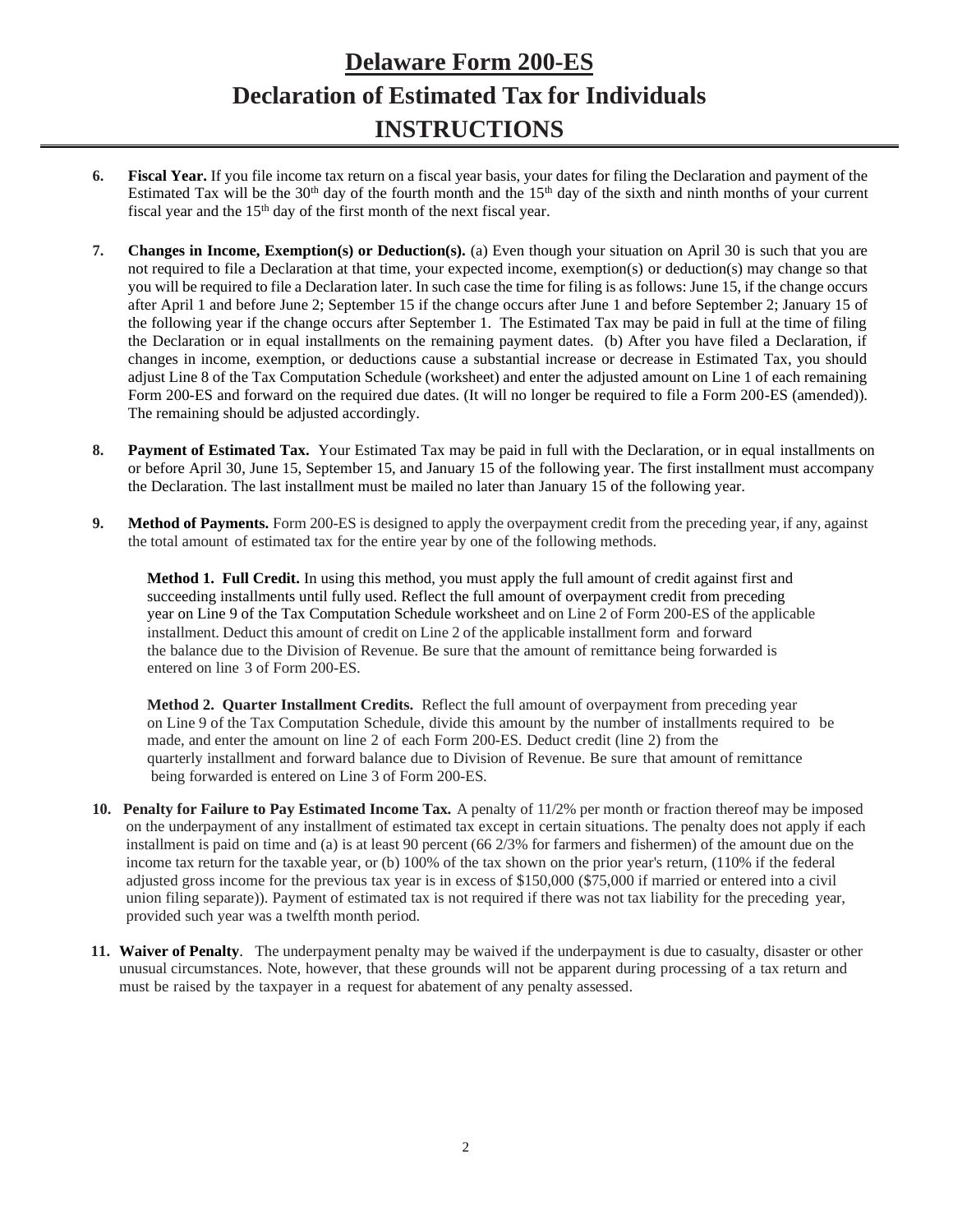# Delaware Form 200-ES
# Declaration of Estimated Tax for Individuals
# INSTRUCTIONS

6. **Fiscal Year.** If you file income tax return on a fiscal year basis, your dates for filing the Declaration and payment of the Estimated Tax will be the 30th day of the fourth month and the 15th day of the sixth and ninth months of your current fiscal year and the 15th day of the first month of the next fiscal year.

7. **Changes in Income, Exemption(s) or Deduction(s).** (a) Even though your situation on April 30 is such that you are not required to file a Declaration at that time, your expected income, exemption(s) or deduction(s) may change so that you will be required to file a Declaration later. In such case the time for filing is as follows: June 15, if the change occurs after April 1 and before June 2; September 15 if the change occurs after June 1 and before September 2; January 15 of the following year if the change occurs after September 1. The Estimated Tax may be paid in full at the time of filing the Declaration or in equal installments on the remaining payment dates. (b) After you have filed a Declaration, if changes in income, exemption, or deductions cause a substantial increase or decrease in Estimated Tax, you should adjust Line 8 of the Tax Computation Schedule (worksheet) and enter the adjusted amount on Line 1 of each remaining Form 200-ES and forward on the required due dates. (It will no longer be required to file a Form 200-ES (amended)). The remaining should be adjusted accordingly.

8. **Payment of Estimated Tax.** Your Estimated Tax may be paid in full with the Declaration, or in equal installments on or before April 30, June 15, September 15, and January 15 of the following year. The first installment must accompany the Declaration. The last installment must be mailed no later than January 15 of the following year.

9. **Method of Payments.** Form 200-ES is designed to apply the overpayment credit from the preceding year, if any, against the total amount of estimated tax for the entire year by one of the following methods.

   **Method 1. Full Credit.** In using this method, you must apply the full amount of credit against first and succeeding installments until fully used. Reflect the full amount of overpayment credit from preceding year on Line 9 of the Tax Computation Schedule worksheet and on Line 2 of Form 200-ES of the applicable installment. Deduct this amount of credit on Line 2 of the applicable installment form and forward the balance due to the Division of Revenue. Be sure that the amount of remittance being forwarded is entered on line 3 of Form 200-ES.

   **Method 2. Quarter Installment Credits.** Reflect the full amount of overpayment from preceding year on Line 9 of the Tax Computation Schedule, divide this amount by the number of installments required to be made, and enter the amount on line 2 of each Form 200-ES. Deduct credit (line 2) from the quarterly installment and forward balance due to Division of Revenue. Be sure that amount of remittance being forwarded is entered on Line 3 of Form 200-ES.

10. **Penalty for Failure to Pay Estimated Income Tax.** A penalty of 11/2% per month or fraction thereof may be imposed on the underpayment of any installment of estimated tax except in certain situations. The penalty does not apply if each installment is paid on time and (a) is at least 90 percent (66 2/3% for farmers and fishermen) of the amount due on the income tax return for the taxable year, or (b) 100% of the tax shown on the prior year's return, (110% if the federal adjusted gross income for the previous tax year is in excess of $150,000 ($75,000 if married or entered into a civil union filing separate)). Payment of estimated tax is not required if there was not tax liability for the preceding year, provided such year was a twelfth month period.

11. **Waiver of Penalty**. The underpayment penalty may be waived if the underpayment is due to casualty, disaster or other unusual circumstances. Note, however, that these grounds will not be apparent during processing of a tax return and must be raised by the taxpayer in a request for abatement of any penalty assessed.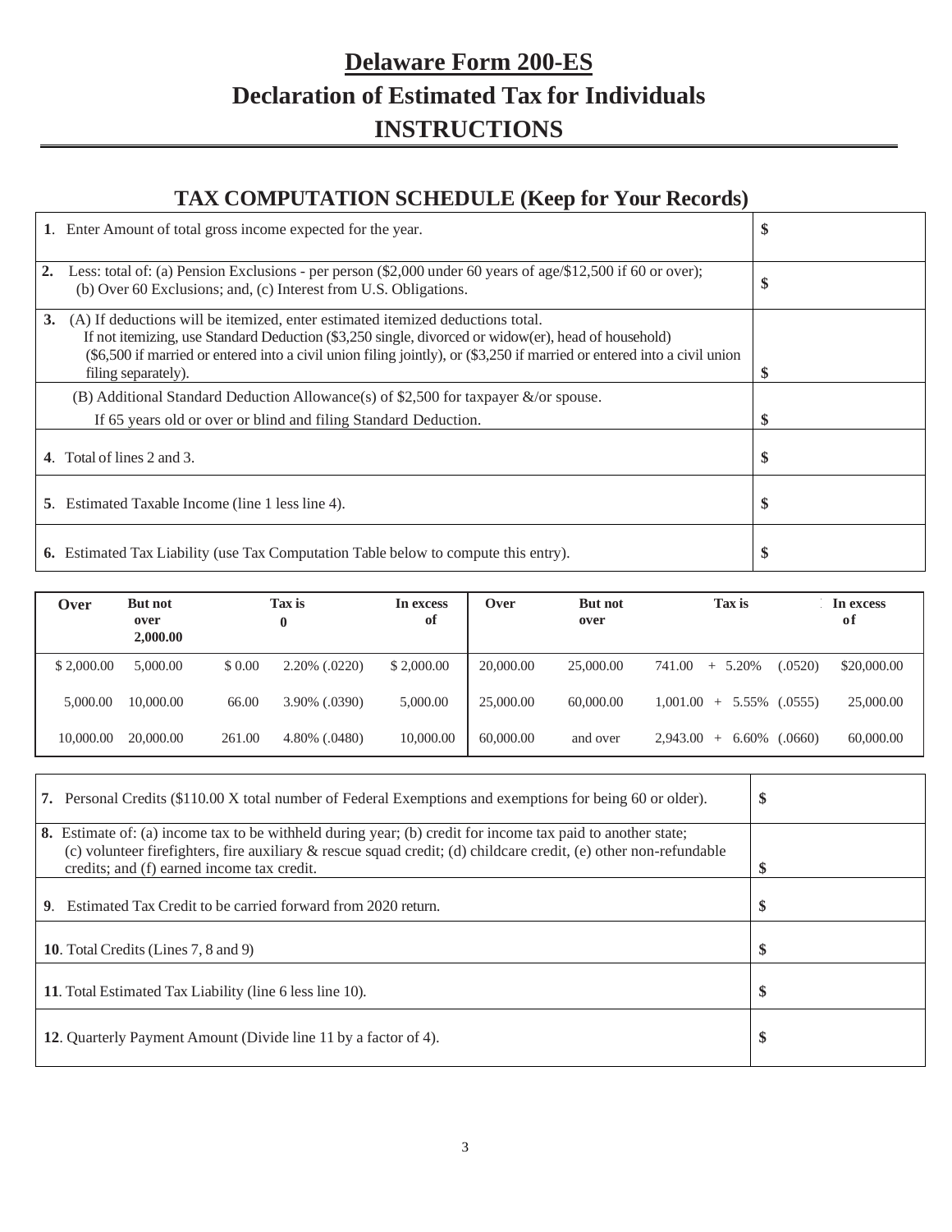# Delaware Form 200-ES

# Declaration of Estimated Tax for Individuals

# INSTRUCTIONS

## TAX COMPUTATION SCHEDULE (Keep for Your Records)

| | |
|---|---|
| **1**. Enter Amount of total gross income expected for the year. | $ |
| **2.** Less: total of: (a) Pension Exclusions - per person ($2,000 under 60 years of age/$12,500 if 60 or over); (b) Over 60 Exclusions; and, (c) Interest from U.S. Obligations. | $ |
| **3.** (A) If deductions will be itemized, enter estimated itemized deductions total. If not itemizing, use Standard Deduction ($3,250 single, divorced or widow(er), head of household) ($6,500 if married or entered into a civil union filing jointly), or ($3,250 if married or entered into a civil union filing separately). | $ |
| (B) Additional Standard Deduction Allowance(s) of $2,500 for taxpayer &/or spouse. If 65 years old or over or blind and filing Standard Deduction. | $ |
| **4**. Total of lines 2 and 3. | $ |
| **5**. Estimated Taxable Income (line 1 less line 4). | $ |
| **6.** Estimated Tax Liability (use Tax Computation Table below to compute this entry). | $ |

| Over | But not over 2,000.00 | Tax is 0 | | In excess of | Over | But not over | Tax is | In excess of |
|---|---|---|---|---|---|---|---|---|
| $ 2,000.00 | 5,000.00 | $ 0.00 | 2.20% (.0220) | $ 2,000.00 | 20,000.00 | 25,000.00 | 741.00 + 5.20% (.0520) | $20,000.00 |
| 5,000.00 | 10,000.00 | 66.00 | 3.90% (.0390) | 5,000.00 | 25,000.00 | 60,000.00 | 1,001.00 + 5.55% (.0555) | 25,000.00 |
| 10,000.00 | 20,000.00 | 261.00 | 4.80% (.0480) | 10,000.00 | 60,000.00 | and over | 2,943.00 + 6.60% (.0660) | 60,000.00 |

| | |
|---|---|
| **7.** Personal Credits ($110.00 X total number of Federal Exemptions and exemptions for being 60 or older). | $ |
| **8.** Estimate of: (a) income tax to be withheld during year; (b) credit for income tax paid to another state; (c) volunteer firefighters, fire auxiliary & rescue squad credit; (d) childcare credit, (e) other non-refundable credits; and (f) earned income tax credit. | $ |
| **9**. Estimated Tax Credit to be carried forward from 2020 return. | $ |
| **10**. Total Credits (Lines 7, 8 and 9) | $ |
| **11**. Total Estimated Tax Liability (line 6 less line 10). | $ |
| **12**. Quarterly Payment Amount (Divide line 11 by a factor of 4). | $ |